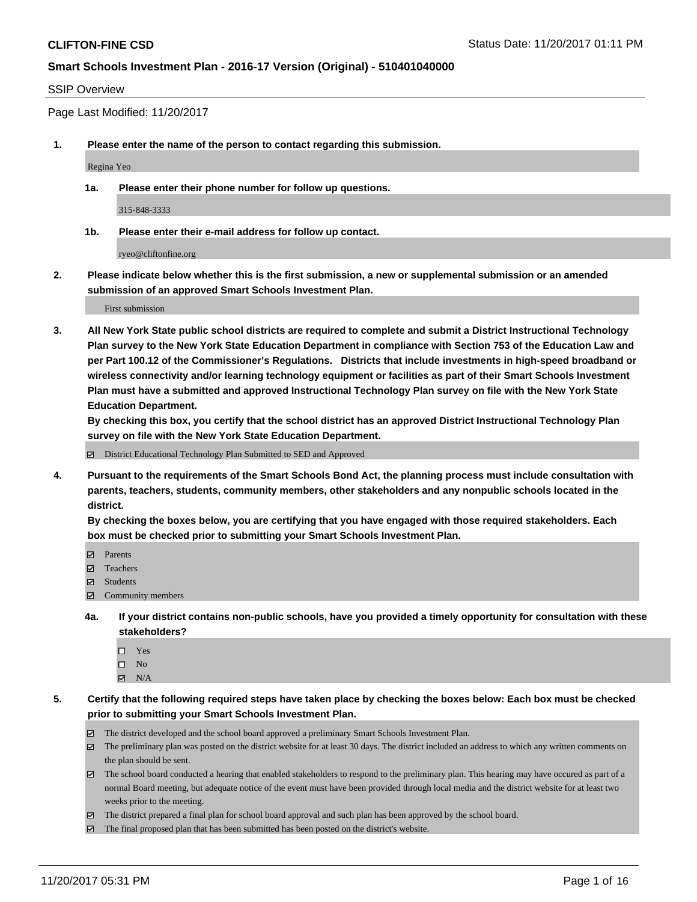**CLIFTON-FINE CSD**

Status Date: 11/20/2017 01:11 PM

**Smart Schools Investment Plan - 2016-17 Version (Original) - 510401040000**

SSIP Overview

Page Last Modified: 11/20/2017

**1. Please enter the name of the person to contact regarding this submission.**

Regina Yeo

**1a. Please enter their phone number for follow up questions.**

315-848-3333

**1b. Please enter their e-mail address for follow up contact.**

ryeo@cliftonfine.org

**2. Please indicate below whether this is the first submission, a new or supplemental submission or an amended submission of an approved Smart Schools Investment Plan.**

First submission

**3. All New York State public school districts are required to complete and submit a District Instructional Technology Plan survey to the New York State Education Department in compliance with Section 753 of the Education Law and per Part 100.12 of the Commissioner's Regulations. Districts that include investments in high-speed broadband or wireless connectivity and/or learning technology equipment or facilities as part of their Smart Schools Investment Plan must have a submitted and approved Instructional Technology Plan survey on file with the New York State Education Department.**
**By checking this box, you certify that the school district has an approved District Instructional Technology Plan survey on file with the New York State Education Department.**

☑ District Educational Technology Plan Submitted to SED and Approved

**4. Pursuant to the requirements of the Smart Schools Bond Act, the planning process must include consultation with parents, teachers, students, community members, other stakeholders and any nonpublic schools located in the district.**
**By checking the boxes below, you are certifying that you have engaged with those required stakeholders. Each box must be checked prior to submitting your Smart Schools Investment Plan.**

☑ Parents
☑ Teachers
☑ Students
☑ Community members

**4a. If your district contains non-public schools, have you provided a timely opportunity for consultation with these stakeholders?**

☐ Yes
☐ No
☑ N/A

**5. Certify that the following required steps have taken place by checking the boxes below: Each box must be checked prior to submitting your Smart Schools Investment Plan.**

☑ The district developed and the school board approved a preliminary Smart Schools Investment Plan.
☑ The preliminary plan was posted on the district website for at least 30 days. The district included an address to which any written comments on the plan should be sent.
☑ The school board conducted a hearing that enabled stakeholders to respond to the preliminary plan. This hearing may have occured as part of a normal Board meeting, but adequate notice of the event must have been provided through local media and the district website for at least two weeks prior to the meeting.
☑ The district prepared a final plan for school board approval and such plan has been approved by the school board.
☑ The final proposed plan that has been submitted has been posted on the district's website.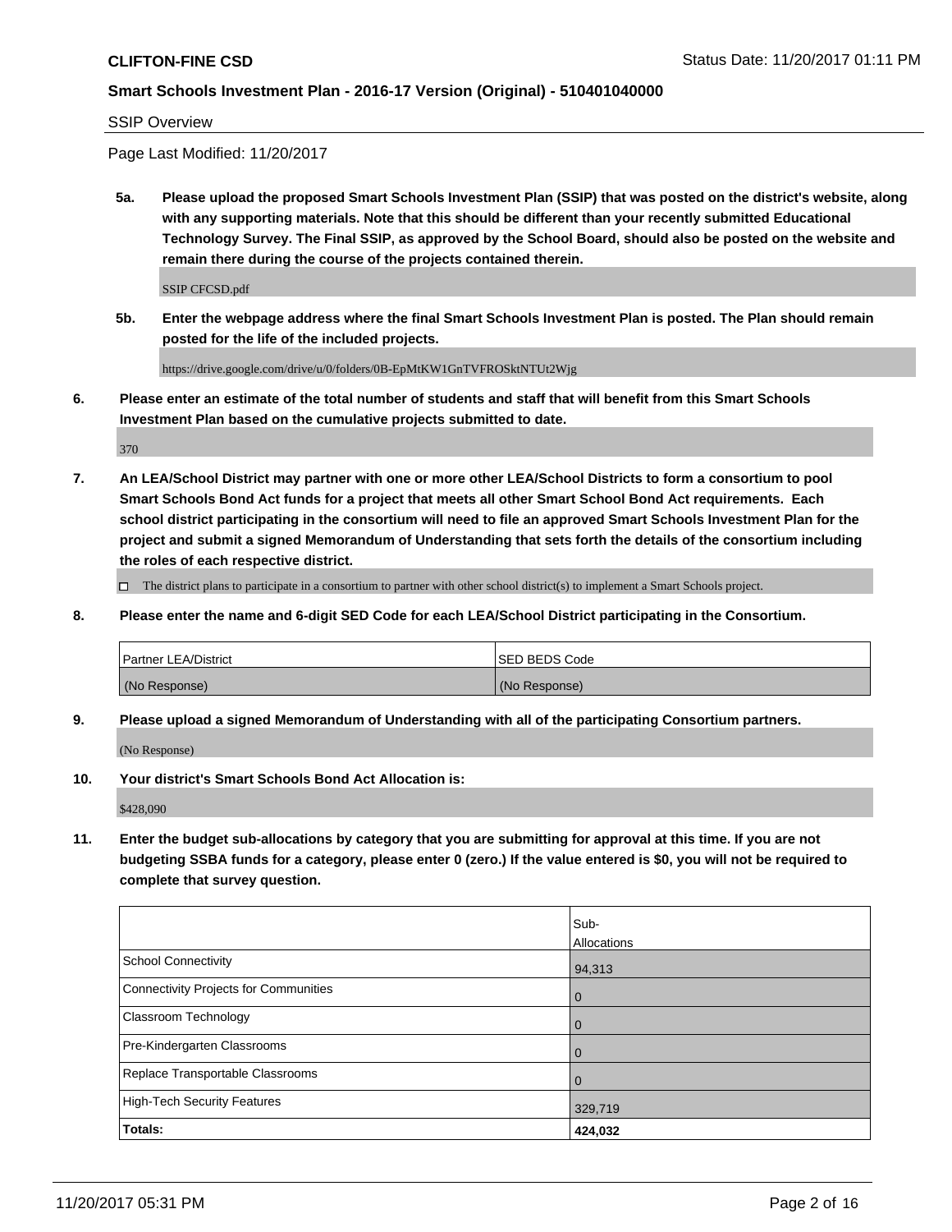SSIP Overview

Page Last Modified: 11/20/2017

**5a. Please upload the proposed Smart Schools Investment Plan (SSIP) that was posted on the district's website, along with any supporting materials. Note that this should be different than your recently submitted Educational Technology Survey. The Final SSIP, as approved by the School Board, should also be posted on the website and remain there during the course of the projects contained therein.**

SSIP CFCSD.pdf

**5b. Enter the webpage address where the final Smart Schools Investment Plan is posted. The Plan should remain posted for the life of the included projects.**

https://drive.google.com/drive/u/0/folders/0B-EpMtKW1GnTVFROSktNTUt2Wjg

**6. Please enter an estimate of the total number of students and staff that will benefit from this Smart Schools Investment Plan based on the cumulative projects submitted to date.**

370

**7. An LEA/School District may partner with one or more other LEA/School Districts to form a consortium to pool Smart Schools Bond Act funds for a project that meets all other Smart School Bond Act requirements. Each school district participating in the consortium will need to file an approved Smart Schools Investment Plan for the project and submit a signed Memorandum of Understanding that sets forth the details of the consortium including the roles of each respective district.**

☐ The district plans to participate in a consortium to partner with other school district(s) to implement a Smart Schools project.

**8. Please enter the name and 6-digit SED Code for each LEA/School District participating in the Consortium.**

| Partner LEA/District | SED BEDS Code |
|---|---|
| (No Response) | (No Response) |

**9. Please upload a signed Memorandum of Understanding with all of the participating Consortium partners.**

(No Response)

**10. Your district's Smart Schools Bond Act Allocation is:**

$428,090

**11. Enter the budget sub-allocations by category that you are submitting for approval at this time. If you are not budgeting SSBA funds for a category, please enter 0 (zero.) If the value entered is $0, you will not be required to complete that survey question.**

| | Sub-Allocations |
|---|---|
| School Connectivity | 94,313 |
| Connectivity Projects for Communities | 0 |
| Classroom Technology | 0 |
| Pre-Kindergarten Classrooms | 0 |
| Replace Transportable Classrooms | 0 |
| High-Tech Security Features | 329,719 |
| **Totals:** | **424,032** |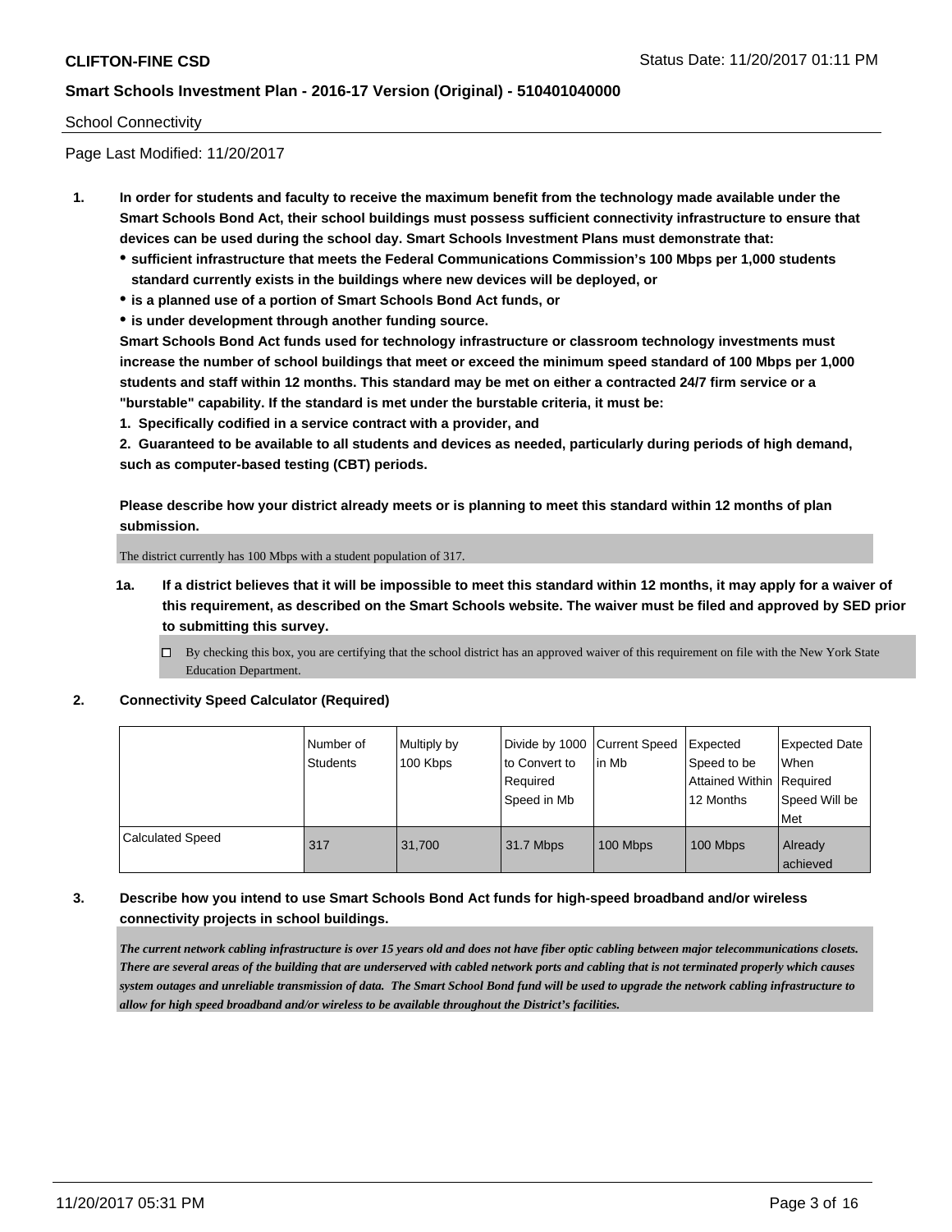School Connectivity

Page Last Modified: 11/20/2017

1. **In order for students and faculty to receive the maximum benefit from the technology made available under the Smart Schools Bond Act, their school buildings must possess sufficient connectivity infrastructure to ensure that devices can be used during the school day. Smart Schools Investment Plans must demonstrate that:**
   - **sufficient infrastructure that meets the Federal Communications Commission's 100 Mbps per 1,000 students standard currently exists in the buildings where new devices will be deployed, or**
   - **is a planned use of a portion of Smart Schools Bond Act funds, or**
   - **is under development through another funding source.**

   **Smart Schools Bond Act funds used for technology infrastructure or classroom technology investments must increase the number of school buildings that meet or exceed the minimum speed standard of 100 Mbps per 1,000 students and staff within 12 months. This standard may be met on either a contracted 24/7 firm service or a "burstable" capability. If the standard is met under the burstable criteria, it must be:**

   **1. Specifically codified in a service contract with a provider, and**

   **2. Guaranteed to be available to all students and devices as needed, particularly during periods of high demand, such as computer-based testing (CBT) periods.**

   **Please describe how your district already meets or is planning to meet this standard within 12 months of plan submission.**

   The district currently has 100 Mbps with a student population of 317.

   **1a. If a district believes that it will be impossible to meet this standard within 12 months, it may apply for a waiver of this requirement, as described on the Smart Schools website. The waiver must be filed and approved by SED prior to submitting this survey.**

   ☐ By checking this box, you are certifying that the school district has an approved waiver of this requirement on file with the New York State Education Department.

2. **Connectivity Speed Calculator (Required)**

| | Number of Students | Multiply by 100 Kbps | Divide by 1000 to Convert to Required Speed in Mb | Current Speed in Mb | Expected Speed to be Attained Within 12 Months | Expected Date When Required Speed Will be Met |
|---|---|---|---|---|---|---|
| Calculated Speed | 317 | 31,700 | 31.7 Mbps | 100 Mbps | 100 Mbps | Already achieved |

3. **Describe how you intend to use Smart Schools Bond Act funds for high-speed broadband and/or wireless connectivity projects in school buildings.**

   ***The current network cabling infrastructure is over 15 years old and does not have fiber optic cabling between major telecommunications closets. There are several areas of the building that are underserved with cabled network ports and cabling that is not terminated properly which causes system outages and unreliable transmission of data. The Smart School Bond fund will be used to upgrade the network cabling infrastructure to allow for high speed broadband and/or wireless to be available throughout the District's facilities.***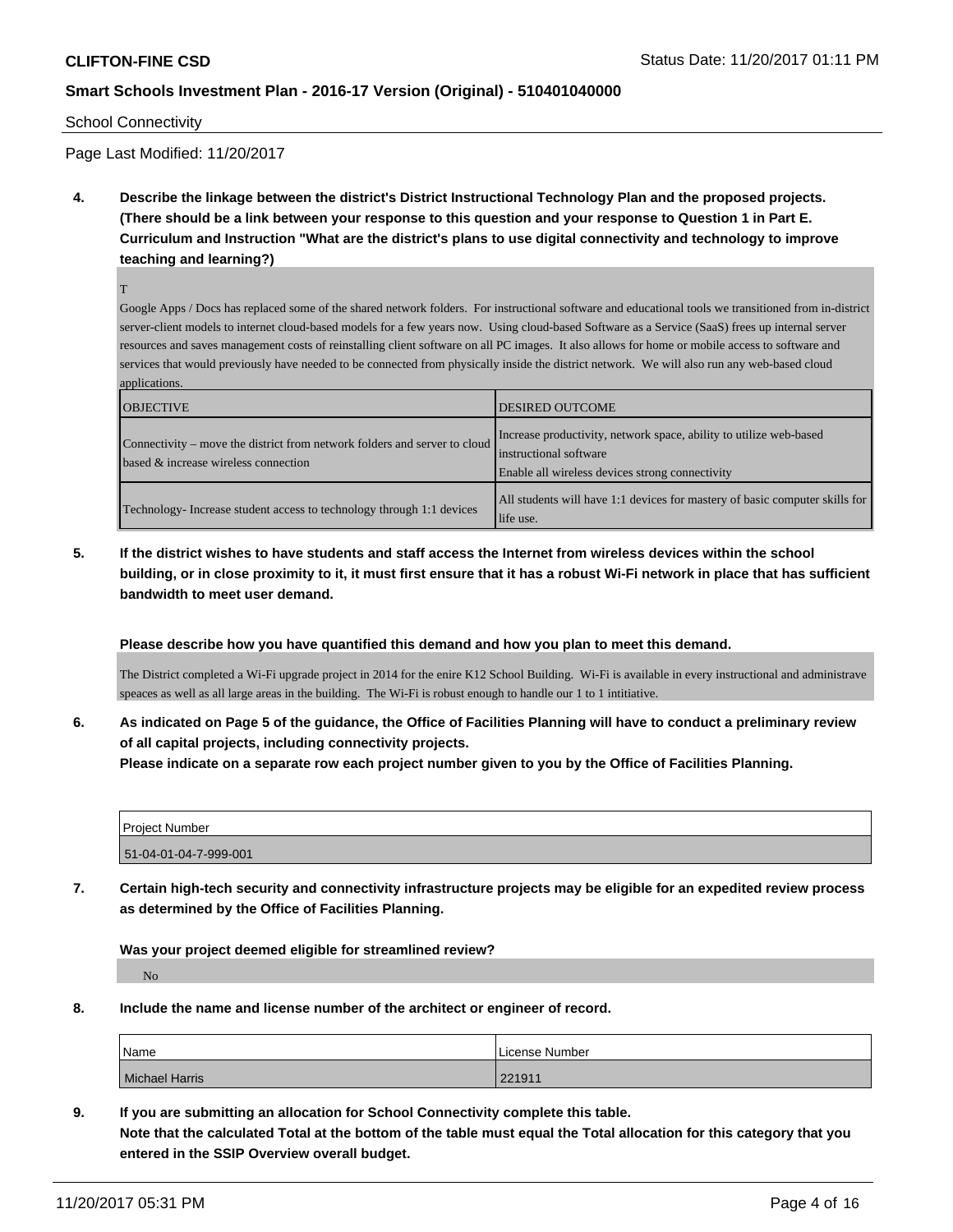School Connectivity

Page Last Modified: 11/20/2017

**4. Describe the linkage between the district's District Instructional Technology Plan and the proposed projects. (There should be a link between your response to this question and your response to Question 1 in Part E. Curriculum and Instruction "What are the district's plans to use digital connectivity and technology to improve teaching and learning?)**

T

Google Apps / Docs has replaced some of the shared network folders. For instructional software and educational tools we transitioned from in-district server-client models to internet cloud-based models for a few years now. Using cloud-based Software as a Service (SaaS) frees up internal server resources and saves management costs of reinstalling client software on all PC images. It also allows for home or mobile access to software and services that would previously have needed to be connected from physically inside the district network. We will also run any web-based cloud applications.

| OBJECTIVE | DESIRED OUTCOME |
| --- | --- |
| Connectivity – move the district from network folders and server to cloud based & increase wireless connection | Increase productivity, network space, ability to utilize web-based instructional software<br>Enable all wireless devices strong connectivity |
| Technology- Increase student access to technology through 1:1 devices | All students will have 1:1 devices for mastery of basic computer skills for life use. |

**5. If the district wishes to have students and staff access the Internet from wireless devices within the school building, or in close proximity to it, it must first ensure that it has a robust Wi-Fi network in place that has sufficient bandwidth to meet user demand.**

**Please describe how you have quantified this demand and how you plan to meet this demand.**

The District completed a Wi-Fi upgrade project in 2014 for the enire K12 School Building. Wi-Fi is available in every instructional and administrave speaces as well as all large areas in the building. The Wi-Fi is robust enough to handle our 1 to 1 intitiative.

**6. As indicated on Page 5 of the guidance, the Office of Facilities Planning will have to conduct a preliminary review of all capital projects, including connectivity projects.**
**Please indicate on a separate row each project number given to you by the Office of Facilities Planning.**

| Project Number |
| --- |
| 51-04-01-04-7-999-001 |

**7. Certain high-tech security and connectivity infrastructure projects may be eligible for an expedited review process as determined by the Office of Facilities Planning.**

**Was your project deemed eligible for streamlined review?**

No

**8. Include the name and license number of the architect or engineer of record.**

| Name | License Number |
| --- | --- |
| Michael Harris | 221911 |

**9. If you are submitting an allocation for School Connectivity complete this table.**
**Note that the calculated Total at the bottom of the table must equal the Total allocation for this category that you entered in the SSIP Overview overall budget.**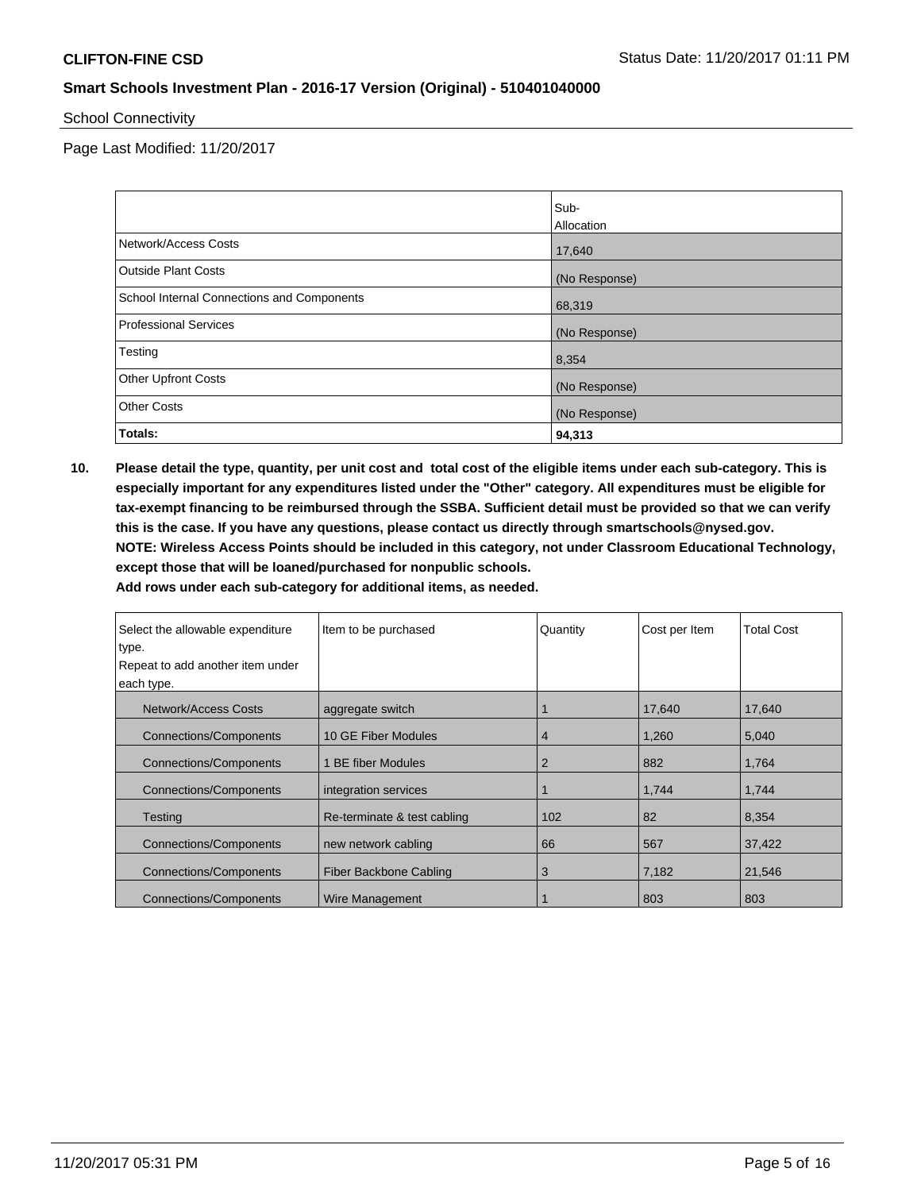School Connectivity

Page Last Modified: 11/20/2017

| | Sub-Allocation |
|---|---|
| Network/Access Costs | 17,640 |
| Outside Plant Costs | (No Response) |
| School Internal Connections and Components | 68,319 |
| Professional Services | (No Response) |
| Testing | 8,354 |
| Other Upfront Costs | (No Response) |
| Other Costs | (No Response) |
| **Totals:** | **94,313** |

**10. Please detail the type, quantity, per unit cost and total cost of the eligible items under each sub-category. This is especially important for any expenditures listed under the "Other" category. All expenditures must be eligible for tax-exempt financing to be reimbursed through the SSBA. Sufficient detail must be provided so that we can verify this is the case. If you have any questions, please contact us directly through smartschools@nysed.gov.**
**NOTE: Wireless Access Points should be included in this category, not under Classroom Educational Technology, except those that will be loaned/purchased for nonpublic schools.**
**Add rows under each sub-category for additional items, as needed.**

| Select the allowable expenditure type. Repeat to add another item under each type. | Item to be purchased | Quantity | Cost per Item | Total Cost |
|---|---|---|---|---|
| Network/Access Costs | aggregate switch | 1 | 17,640 | 17,640 |
| Connections/Components | 10 GE Fiber Modules | 4 | 1,260 | 5,040 |
| Connections/Components | 1 BE fiber Modules | 2 | 882 | 1,764 |
| Connections/Components | integration services | 1 | 1,744 | 1,744 |
| Testing | Re-terminate & test cabling | 102 | 82 | 8,354 |
| Connections/Components | new network cabling | 66 | 567 | 37,422 |
| Connections/Components | Fiber Backbone Cabling | 3 | 7,182 | 21,546 |
| Connections/Components | Wire Management | 1 | 803 | 803 |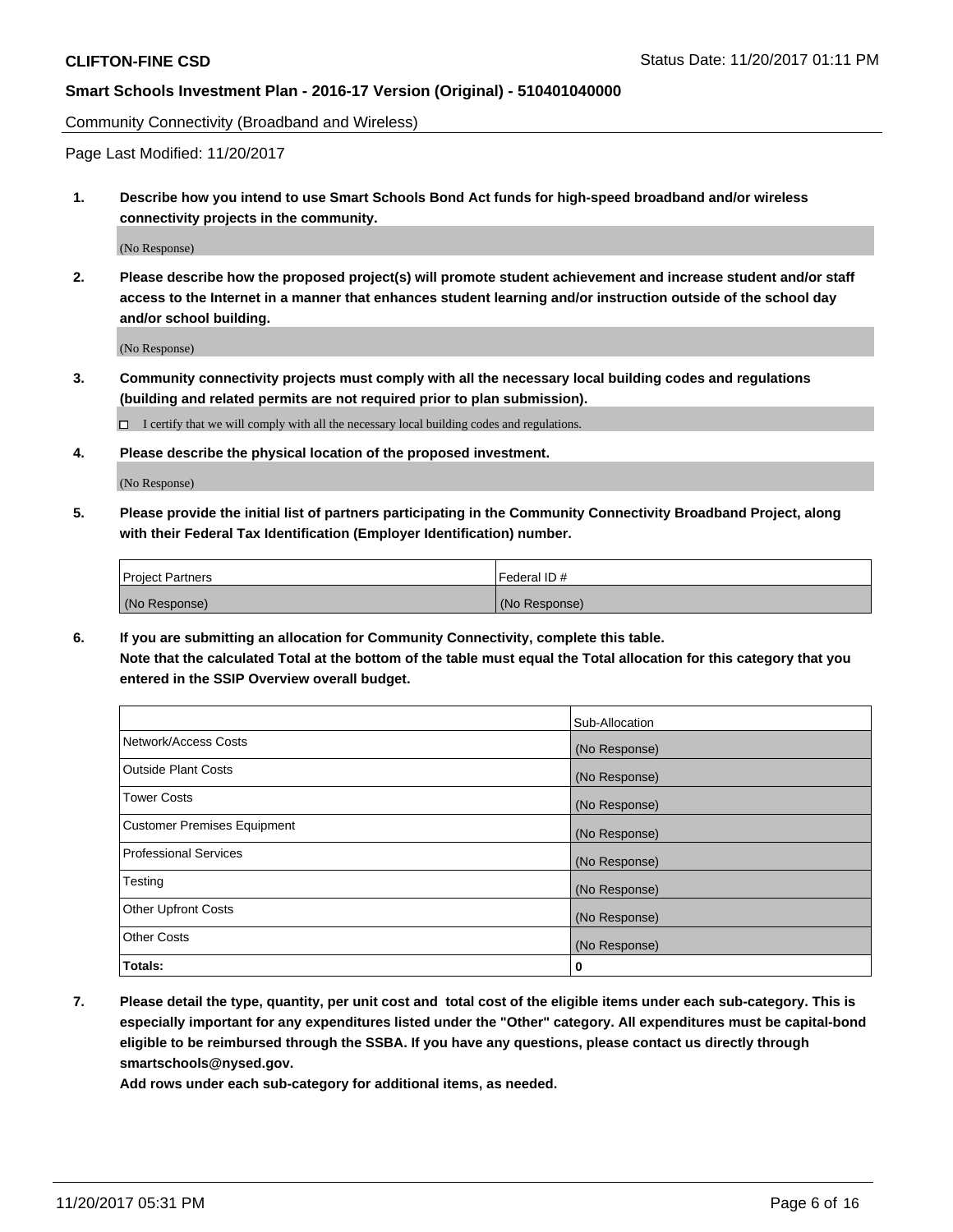**CLIFTON-FINE CSD** Status Date: 11/20/2017 01:11 PM

**Smart Schools Investment Plan - 2016-17 Version (Original) - 510401040000**

Community Connectivity (Broadband and Wireless)

Page Last Modified: 11/20/2017

1. **Describe how you intend to use Smart Schools Bond Act funds for high-speed broadband and/or wireless connectivity projects in the community.**

   (No Response)

2. **Please describe how the proposed project(s) will promote student achievement and increase student and/or staff access to the Internet in a manner that enhances student learning and/or instruction outside of the school day and/or school building.**

   (No Response)

3. **Community connectivity projects must comply with all the necessary local building codes and regulations (building and related permits are not required prior to plan submission).**

   ☐ I certify that we will comply with all the necessary local building codes and regulations.

4. **Please describe the physical location of the proposed investment.**

   (No Response)

5. **Please provide the initial list of partners participating in the Community Connectivity Broadband Project, along with their Federal Tax Identification (Employer Identification) number.**

| Project Partners | Federal ID # |
| --- | --- |
| (No Response) | (No Response) |

6. **If you are submitting an allocation for Community Connectivity, complete this table.**
   **Note that the calculated Total at the bottom of the table must equal the Total allocation for this category that you entered in the SSIP Overview overall budget.**

| | Sub-Allocation |
| --- | --- |
| Network/Access Costs | (No Response) |
| Outside Plant Costs | (No Response) |
| Tower Costs | (No Response) |
| Customer Premises Equipment | (No Response) |
| Professional Services | (No Response) |
| Testing | (No Response) |
| Other Upfront Costs | (No Response) |
| Other Costs | (No Response) |
| **Totals:** | **0** |

7. **Please detail the type, quantity, per unit cost and total cost of the eligible items under each sub-category. This is especially important for any expenditures listed under the "Other" category. All expenditures must be capital-bond eligible to be reimbursed through the SSBA. If you have any questions, please contact us directly through smartschools@nysed.gov.**

   **Add rows under each sub-category for additional items, as needed.**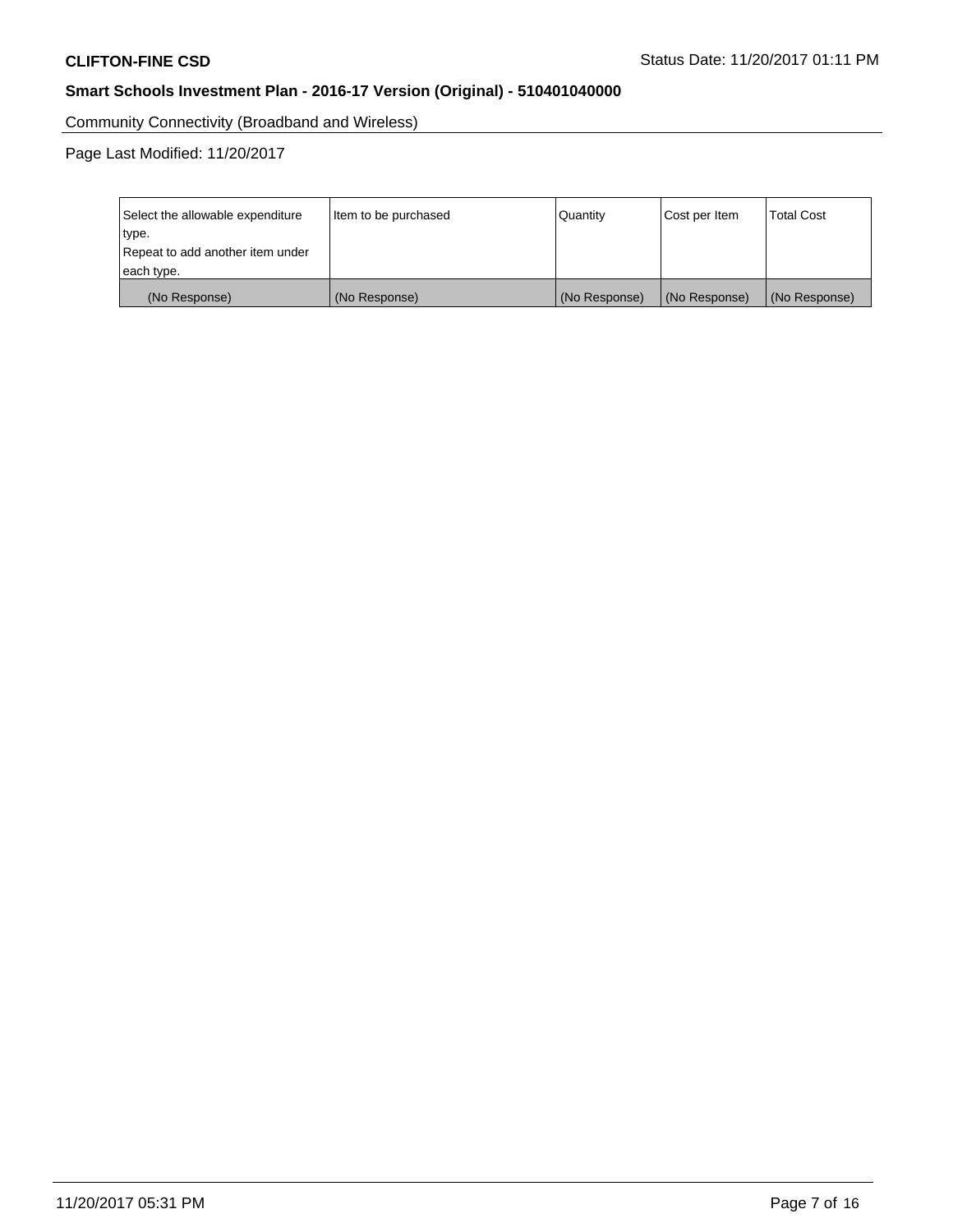Community Connectivity (Broadband and Wireless)

Page Last Modified: 11/20/2017

| Select the allowable expenditure type. Repeat to add another item under each type. | Item to be purchased | Quantity | Cost per Item | Total Cost |
|---|---|---|---|---|
| (No Response) | (No Response) | (No Response) | (No Response) | (No Response) |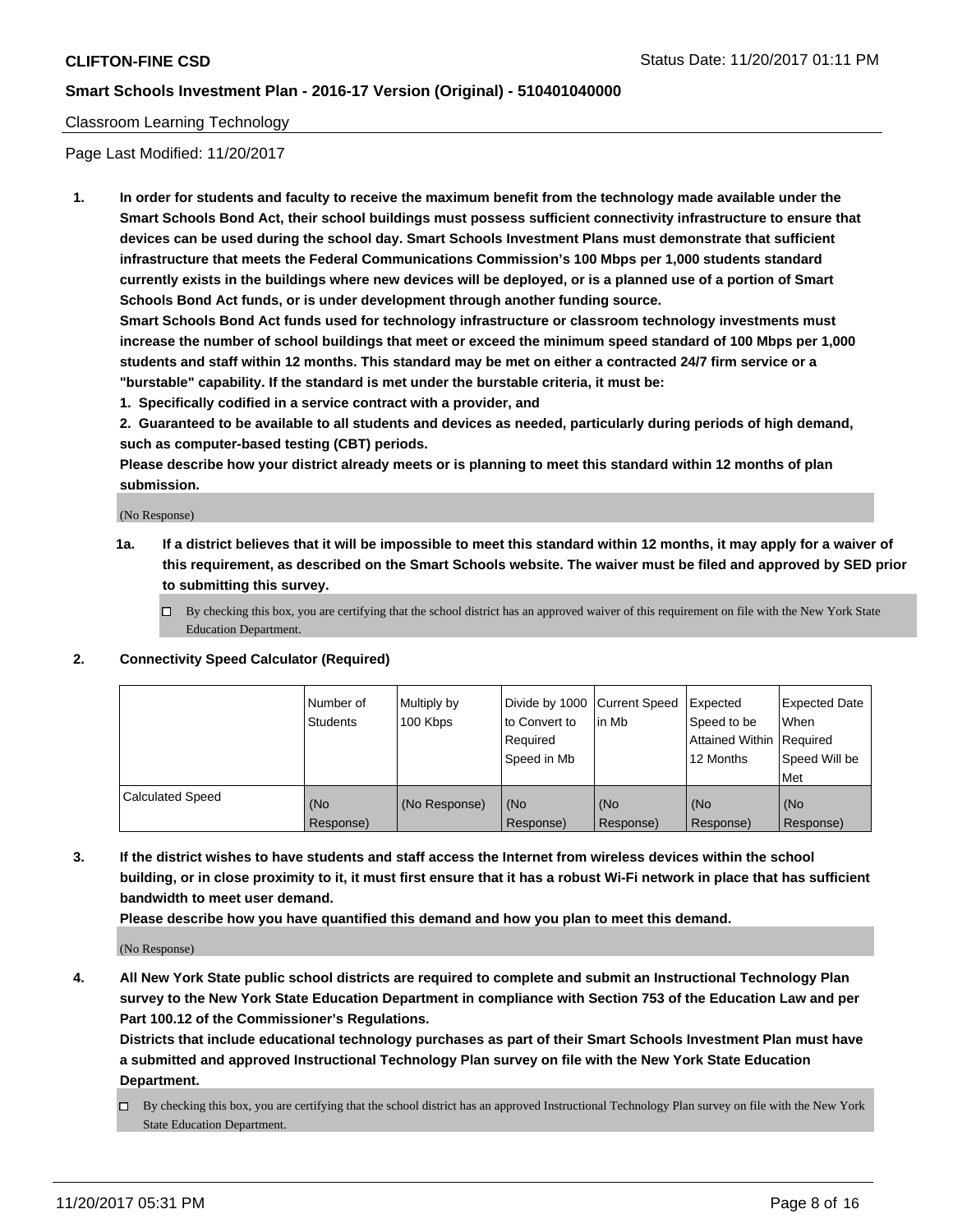Classroom Learning Technology

Page Last Modified: 11/20/2017

1. **In order for students and faculty to receive the maximum benefit from the technology made available under the Smart Schools Bond Act, their school buildings must possess sufficient connectivity infrastructure to ensure that devices can be used during the school day. Smart Schools Investment Plans must demonstrate that sufficient infrastructure that meets the Federal Communications Commission's 100 Mbps per 1,000 students standard currently exists in the buildings where new devices will be deployed, or is a planned use of a portion of Smart Schools Bond Act funds, or is under development through another funding source.**

   **Smart Schools Bond Act funds used for technology infrastructure or classroom technology investments must increase the number of school buildings that meet or exceed the minimum speed standard of 100 Mbps per 1,000 students and staff within 12 months. This standard may be met on either a contracted 24/7 firm service or a "burstable" capability. If the standard is met under the burstable criteria, it must be:**

   **1. Specifically codified in a service contract with a provider, and**

   **2. Guaranteed to be available to all students and devices as needed, particularly during periods of high demand, such as computer-based testing (CBT) periods.**

   **Please describe how your district already meets or is planning to meet this standard within 12 months of plan submission.**

   (No Response)

   **1a. If a district believes that it will be impossible to meet this standard within 12 months, it may apply for a waiver of this requirement, as described on the Smart Schools website. The waiver must be filed and approved by SED prior to submitting this survey.**

   ☐ By checking this box, you are certifying that the school district has an approved waiver of this requirement on file with the New York State Education Department.

2. **Connectivity Speed Calculator (Required)**

|  | Number of Students | Multiply by 100 Kbps | Divide by 1000 to Convert to Required Speed in Mb | Current Speed in Mb | Expected Speed to be Attained Within 12 Months | Expected Date When Required Speed Will be Met |
|---|---|---|---|---|---|---|
| Calculated Speed | (No Response) | (No Response) | (No Response) | (No Response) | (No Response) | (No Response) |

3. **If the district wishes to have students and staff access the Internet from wireless devices within the school building, or in close proximity to it, it must first ensure that it has a robust Wi-Fi network in place that has sufficient bandwidth to meet user demand.**

   **Please describe how you have quantified this demand and how you plan to meet this demand.**

   (No Response)

4. **All New York State public school districts are required to complete and submit an Instructional Technology Plan survey to the New York State Education Department in compliance with Section 753 of the Education Law and per Part 100.12 of the Commissioner's Regulations.**

   **Districts that include educational technology purchases as part of their Smart Schools Investment Plan must have a submitted and approved Instructional Technology Plan survey on file with the New York State Education Department.**

   ☐ By checking this box, you are certifying that the school district has an approved Instructional Technology Plan survey on file with the New York State Education Department.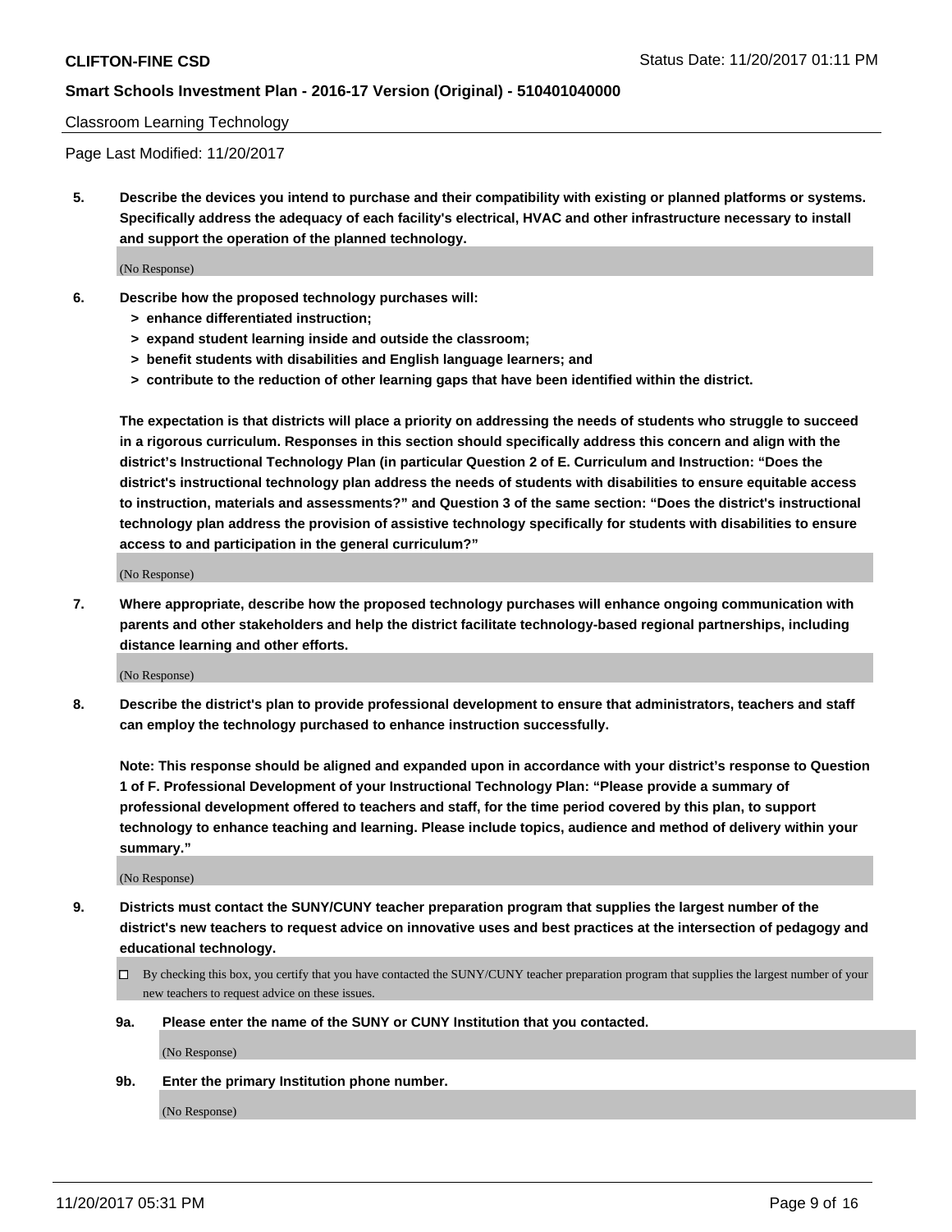Classroom Learning Technology

Page Last Modified: 11/20/2017

**5. Describe the devices you intend to purchase and their compatibility with existing or planned platforms or systems. Specifically address the adequacy of each facility's electrical, HVAC and other infrastructure necessary to install and support the operation of the planned technology.**

(No Response)

**6. Describe how the proposed technology purchases will:**

- **> enhance differentiated instruction;**
- **> expand student learning inside and outside the classroom;**
- **> benefit students with disabilities and English language learners; and**
- **> contribute to the reduction of other learning gaps that have been identified within the district.**

**The expectation is that districts will place a priority on addressing the needs of students who struggle to succeed in a rigorous curriculum. Responses in this section should specifically address this concern and align with the district's Instructional Technology Plan (in particular Question 2 of E. Curriculum and Instruction: "Does the district's instructional technology plan address the needs of students with disabilities to ensure equitable access to instruction, materials and assessments?" and Question 3 of the same section: "Does the district's instructional technology plan address the provision of assistive technology specifically for students with disabilities to ensure access to and participation in the general curriculum?"**

(No Response)

**7. Where appropriate, describe how the proposed technology purchases will enhance ongoing communication with parents and other stakeholders and help the district facilitate technology-based regional partnerships, including distance learning and other efforts.**

(No Response)

**8. Describe the district's plan to provide professional development to ensure that administrators, teachers and staff can employ the technology purchased to enhance instruction successfully.**

**Note: This response should be aligned and expanded upon in accordance with your district's response to Question 1 of F. Professional Development of your Instructional Technology Plan: "Please provide a summary of professional development offered to teachers and staff, for the time period covered by this plan, to support technology to enhance teaching and learning. Please include topics, audience and method of delivery within your summary."**

(No Response)

**9. Districts must contact the SUNY/CUNY teacher preparation program that supplies the largest number of the district's new teachers to request advice on innovative uses and best practices at the intersection of pedagogy and educational technology.**

☐ By checking this box, you certify that you have contacted the SUNY/CUNY teacher preparation program that supplies the largest number of your new teachers to request advice on these issues.

**9a. Please enter the name of the SUNY or CUNY Institution that you contacted.**

(No Response)

**9b. Enter the primary Institution phone number.**

(No Response)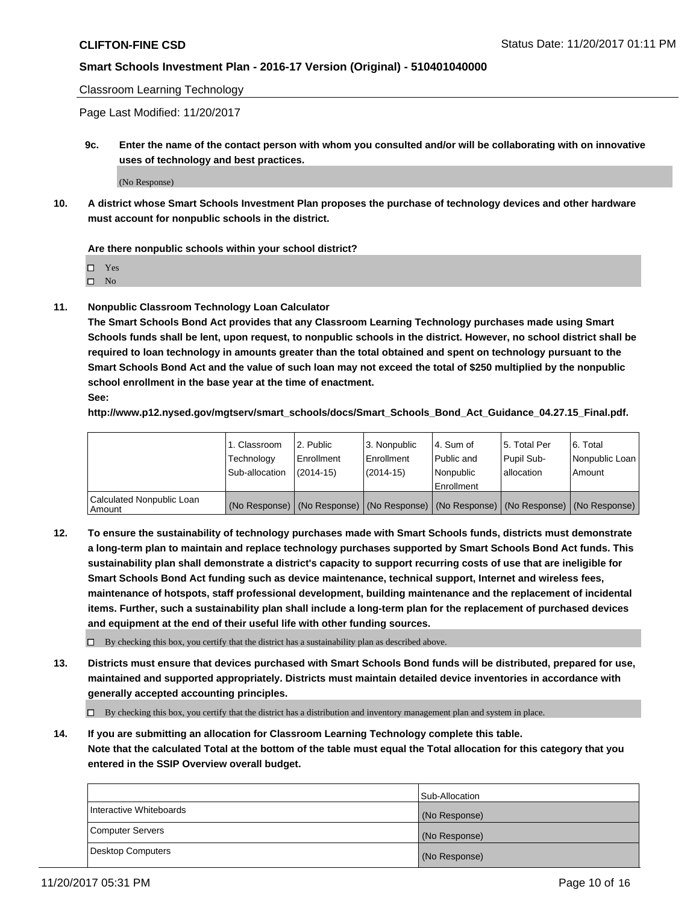Classroom Learning Technology

Page Last Modified: 11/20/2017

**9c. Enter the name of the contact person with whom you consulted and/or will be collaborating with on innovative uses of technology and best practices.**

(No Response)

**10. A district whose Smart Schools Investment Plan proposes the purchase of technology devices and other hardware must account for nonpublic schools in the district.**

**Are there nonpublic schools within your school district?**

- ☐ Yes
- ☐ No

**11. Nonpublic Classroom Technology Loan Calculator**

**The Smart Schools Bond Act provides that any Classroom Learning Technology purchases made using Smart Schools funds shall be lent, upon request, to nonpublic schools in the district. However, no school district shall be required to loan technology in amounts greater than the total obtained and spent on technology pursuant to the Smart Schools Bond Act and the value of such loan may not exceed the total of $250 multiplied by the nonpublic school enrollment in the base year at the time of enactment.**

**See:**

**http://www.p12.nysed.gov/mgtserv/smart_schools/docs/Smart_Schools_Bond_Act_Guidance_04.27.15_Final.pdf.**

| | 1. Classroom Technology Sub-allocation | 2. Public Enrollment (2014-15) | 3. Nonpublic Enrollment (2014-15) | 4. Sum of Public and Nonpublic Enrollment | 5. Total Per Pupil Sub-allocation | 6. Total Nonpublic Loan Amount |
|---|---|---|---|---|---|---|
| Calculated Nonpublic Loan Amount | (No Response) | (No Response) | (No Response) | (No Response) | (No Response) | (No Response) |

**12. To ensure the sustainability of technology purchases made with Smart Schools funds, districts must demonstrate a long-term plan to maintain and replace technology purchases supported by Smart Schools Bond Act funds. This sustainability plan shall demonstrate a district's capacity to support recurring costs of use that are ineligible for Smart Schools Bond Act funding such as device maintenance, technical support, Internet and wireless fees, maintenance of hotspots, staff professional development, building maintenance and the replacement of incidental items. Further, such a sustainability plan shall include a long-term plan for the replacement of purchased devices and equipment at the end of their useful life with other funding sources.**

☐ By checking this box, you certify that the district has a sustainability plan as described above.

**13. Districts must ensure that devices purchased with Smart Schools Bond funds will be distributed, prepared for use, maintained and supported appropriately. Districts must maintain detailed device inventories in accordance with generally accepted accounting principles.**

☐ By checking this box, you certify that the district has a distribution and inventory management plan and system in place.

**14. If you are submitting an allocation for Classroom Learning Technology complete this table. Note that the calculated Total at the bottom of the table must equal the Total allocation for this category that you entered in the SSIP Overview overall budget.**

| | Sub-Allocation |
|---|---|
| Interactive Whiteboards | (No Response) |
| Computer Servers | (No Response) |
| Desktop Computers | (No Response) |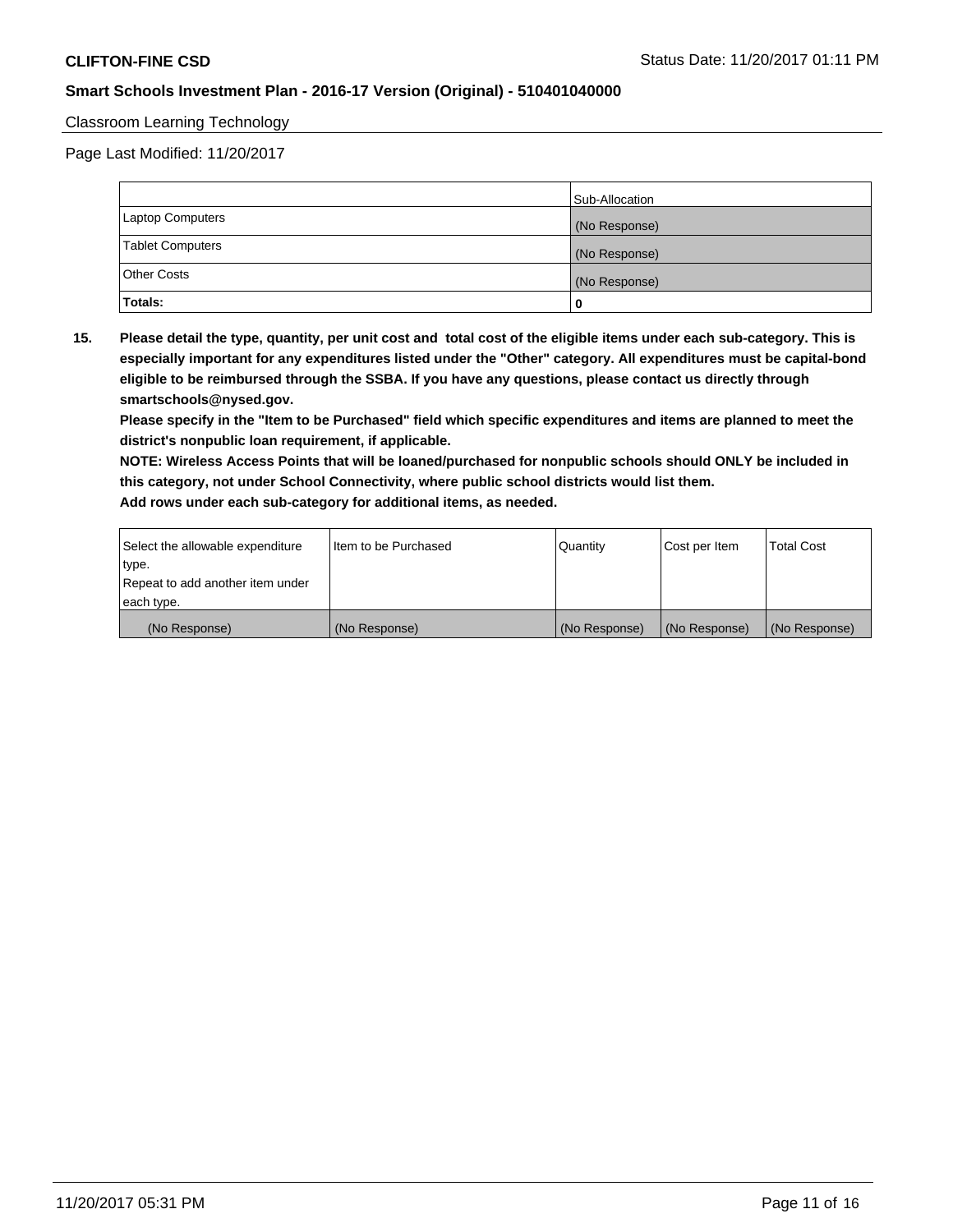Classroom Learning Technology

Page Last Modified: 11/20/2017

| | Sub-Allocation |
|---|---|
| Laptop Computers | (No Response) |
| Tablet Computers | (No Response) |
| Other Costs | (No Response) |
| **Totals:** | **0** |

**15. Please detail the type, quantity, per unit cost and total cost of the eligible items under each sub-category. This is especially important for any expenditures listed under the "Other" category. All expenditures must be capital-bond eligible to be reimbursed through the SSBA. If you have any questions, please contact us directly through smartschools@nysed.gov.**

**Please specify in the "Item to be Purchased" field which specific expenditures and items are planned to meet the district's nonpublic loan requirement, if applicable.**

**NOTE: Wireless Access Points that will be loaned/purchased for nonpublic schools should ONLY be included in this category, not under School Connectivity, where public school districts would list them.**

**Add rows under each sub-category for additional items, as needed.**

| Select the allowable expenditure type. Repeat to add another item under each type. | Item to be Purchased | Quantity | Cost per Item | Total Cost |
|---|---|---|---|---|
| (No Response) | (No Response) | (No Response) | (No Response) | (No Response) |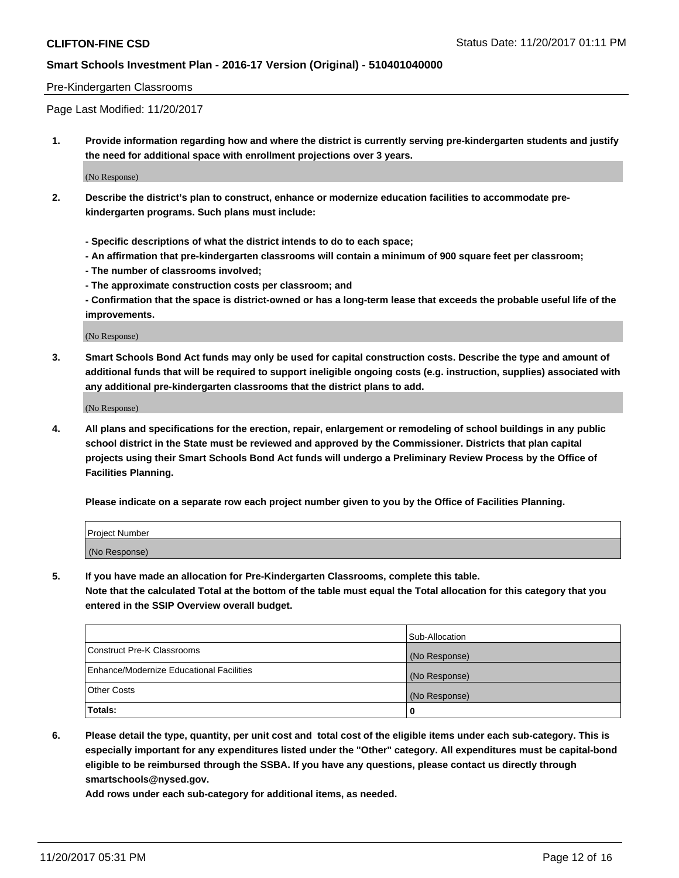Pre-Kindergarten Classrooms

Page Last Modified: 11/20/2017

**1. Provide information regarding how and where the district is currently serving pre-kindergarten students and justify the need for additional space with enrollment projections over 3 years.**

(No Response)

**2. Describe the district's plan to construct, enhance or modernize education facilities to accommodate pre-kindergarten programs. Such plans must include:**

**- Specific descriptions of what the district intends to do to each space;**
**- An affirmation that pre-kindergarten classrooms will contain a minimum of 900 square feet per classroom;**
**- The number of classrooms involved;**
**- The approximate construction costs per classroom; and**
**- Confirmation that the space is district-owned or has a long-term lease that exceeds the probable useful life of the improvements.**

(No Response)

**3. Smart Schools Bond Act funds may only be used for capital construction costs. Describe the type and amount of additional funds that will be required to support ineligible ongoing costs (e.g. instruction, supplies) associated with any additional pre-kindergarten classrooms that the district plans to add.**

(No Response)

**4. All plans and specifications for the erection, repair, enlargement or remodeling of school buildings in any public school district in the State must be reviewed and approved by the Commissioner. Districts that plan capital projects using their Smart Schools Bond Act funds will undergo a Preliminary Review Process by the Office of Facilities Planning.**

**Please indicate on a separate row each project number given to you by the Office of Facilities Planning.**

| Project Number |
|---|
| (No Response) |

**5. If you have made an allocation for Pre-Kindergarten Classrooms, complete this table.**
**Note that the calculated Total at the bottom of the table must equal the Total allocation for this category that you entered in the SSIP Overview overall budget.**

| | Sub-Allocation |
|---|---|
| Construct Pre-K Classrooms | (No Response) |
| Enhance/Modernize Educational Facilities | (No Response) |
| Other Costs | (No Response) |
| **Totals:** | **0** |

**6. Please detail the type, quantity, per unit cost and total cost of the eligible items under each sub-category. This is especially important for any expenditures listed under the "Other" category. All expenditures must be capital-bond eligible to be reimbursed through the SSBA. If you have any questions, please contact us directly through smartschools@nysed.gov.**
**Add rows under each sub-category for additional items, as needed.**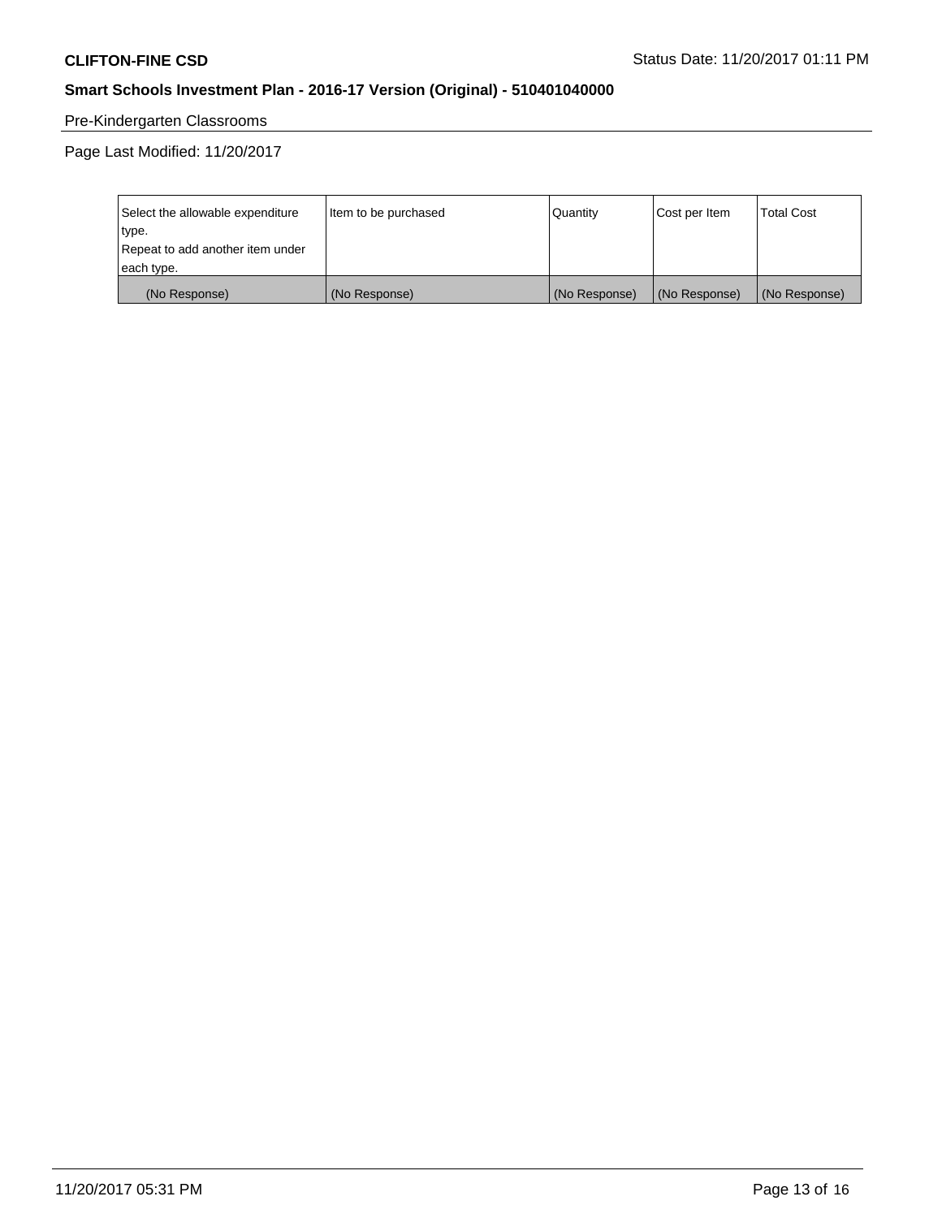**CLIFTON-FINE CSD** Status Date: 11/20/2017 01:11 PM

## Smart Schools Investment Plan - 2016-17 Version (Original) - 510401040000

Pre-Kindergarten Classrooms

Page Last Modified: 11/20/2017

| Select the allowable expenditure type. Repeat to add another item under each type. | Item to be purchased | Quantity | Cost per Item | Total Cost |
|---|---|---|---|---|
| (No Response) | (No Response) | (No Response) | (No Response) | (No Response) |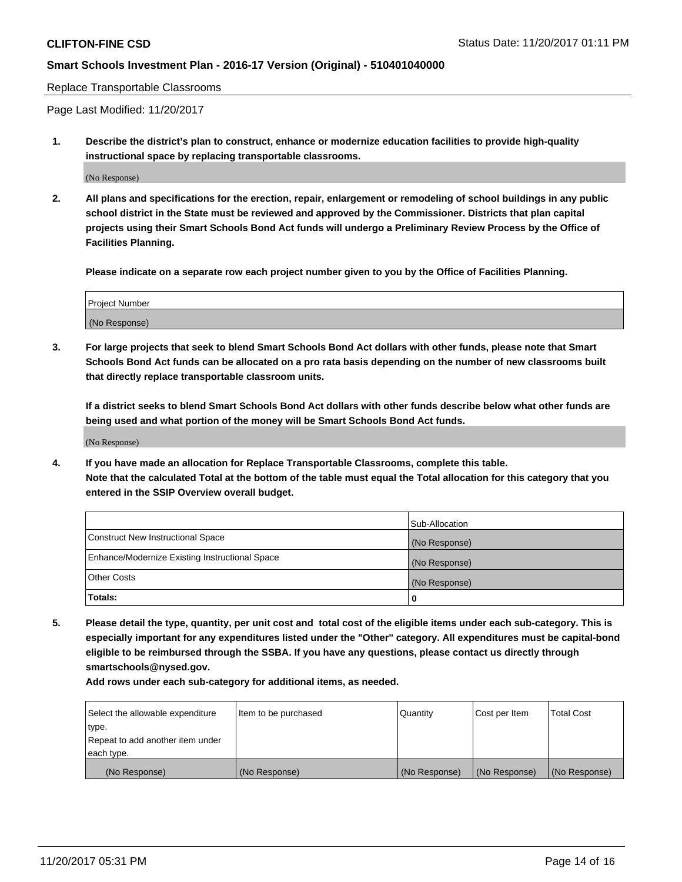Replace Transportable Classrooms

Page Last Modified: 11/20/2017

**1. Describe the district's plan to construct, enhance or modernize education facilities to provide high-quality instructional space by replacing transportable classrooms.**

(No Response)

**2. All plans and specifications for the erection, repair, enlargement or remodeling of school buildings in any public school district in the State must be reviewed and approved by the Commissioner. Districts that plan capital projects using their Smart Schools Bond Act funds will undergo a Preliminary Review Process by the Office of Facilities Planning.**

**Please indicate on a separate row each project number given to you by the Office of Facilities Planning.**

| Project Number |
|---|
| (No Response) |

**3. For large projects that seek to blend Smart Schools Bond Act dollars with other funds, please note that Smart Schools Bond Act funds can be allocated on a pro rata basis depending on the number of new classrooms built that directly replace transportable classroom units.**

**If a district seeks to blend Smart Schools Bond Act dollars with other funds describe below what other funds are being used and what portion of the money will be Smart Schools Bond Act funds.**

(No Response)

**4. If you have made an allocation for Replace Transportable Classrooms, complete this table. Note that the calculated Total at the bottom of the table must equal the Total allocation for this category that you entered in the SSIP Overview overall budget.**

| | Sub-Allocation |
|---|---|
| Construct New Instructional Space | (No Response) |
| Enhance/Modernize Existing Instructional Space | (No Response) |
| Other Costs | (No Response) |
| **Totals:** | **0** |

**5. Please detail the type, quantity, per unit cost and total cost of the eligible items under each sub-category. This is especially important for any expenditures listed under the "Other" category. All expenditures must be capital-bond eligible to be reimbursed through the SSBA. If you have any questions, please contact us directly through smartschools@nysed.gov.**

**Add rows under each sub-category for additional items, as needed.**

| Select the allowable expenditure type. Repeat to add another item under each type. | Item to be purchased | Quantity | Cost per Item | Total Cost |
|---|---|---|---|---|
| (No Response) | (No Response) | (No Response) | (No Response) | (No Response) |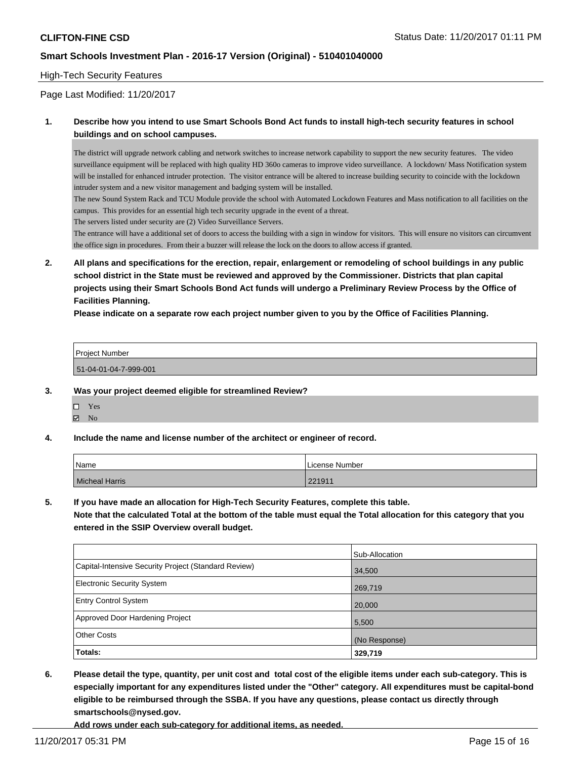High-Tech Security Features

Page Last Modified: 11/20/2017

**1. Describe how you intend to use Smart Schools Bond Act funds to install high-tech security features in school buildings and on school campuses.**

The district will upgrade network cabling and network switches to increase network capability to support the new security features. The video surveillance equipment will be replaced with high quality HD 360o cameras to improve video surveillance. A lockdown/ Mass Notification system will be installed for enhanced intruder protection. The visitor entrance will be altered to increase building security to coincide with the lockdown intruder system and a new visitor management and badging system will be installed.
The new Sound System Rack and TCU Module provide the school with Automated Lockdown Features and Mass notification to all facilities on the campus. This provides for an essential high tech security upgrade in the event of a threat.
The servers listed under security are (2) Video Surveillance Servers.
The entrance will have a additional set of doors to access the building with a sign in window for visitors. This will ensure no visitors can circumvent the office sign in procedures. From their a buzzer will release the lock on the doors to allow access if granted.

**2. All plans and specifications for the erection, repair, enlargement or remodeling of school buildings in any public school district in the State must be reviewed and approved by the Commissioner. Districts that plan capital projects using their Smart Schools Bond Act funds will undergo a Preliminary Review Process by the Office of Facilities Planning.**
**Please indicate on a separate row each project number given to you by the Office of Facilities Planning.**

| Project Number |
| --- |
| 51-04-01-04-7-999-001 |

**3. Was your project deemed eligible for streamlined Review?**

☐ Yes
☑ No

**4. Include the name and license number of the architect or engineer of record.**

| Name | License Number |
| --- | --- |
| Micheal Harris | 221911 |

**5. If you have made an allocation for High-Tech Security Features, complete this table.**
**Note that the calculated Total at the bottom of the table must equal the Total allocation for this category that you entered in the SSIP Overview overall budget.**

| | Sub-Allocation |
| --- | --- |
| Capital-Intensive Security Project (Standard Review) | 34,500 |
| Electronic Security System | 269,719 |
| Entry Control System | 20,000 |
| Approved Door Hardening Project | 5,500 |
| Other Costs | (No Response) |
| **Totals:** | **329,719** |

**6. Please detail the type, quantity, per unit cost and total cost of the eligible items under each sub-category. This is especially important for any expenditures listed under the "Other" category. All expenditures must be capital-bond eligible to be reimbursed through the SSBA. If you have any questions, please contact us directly through smartschools@nysed.gov.**
**Add rows under each sub-category for additional items, as needed.**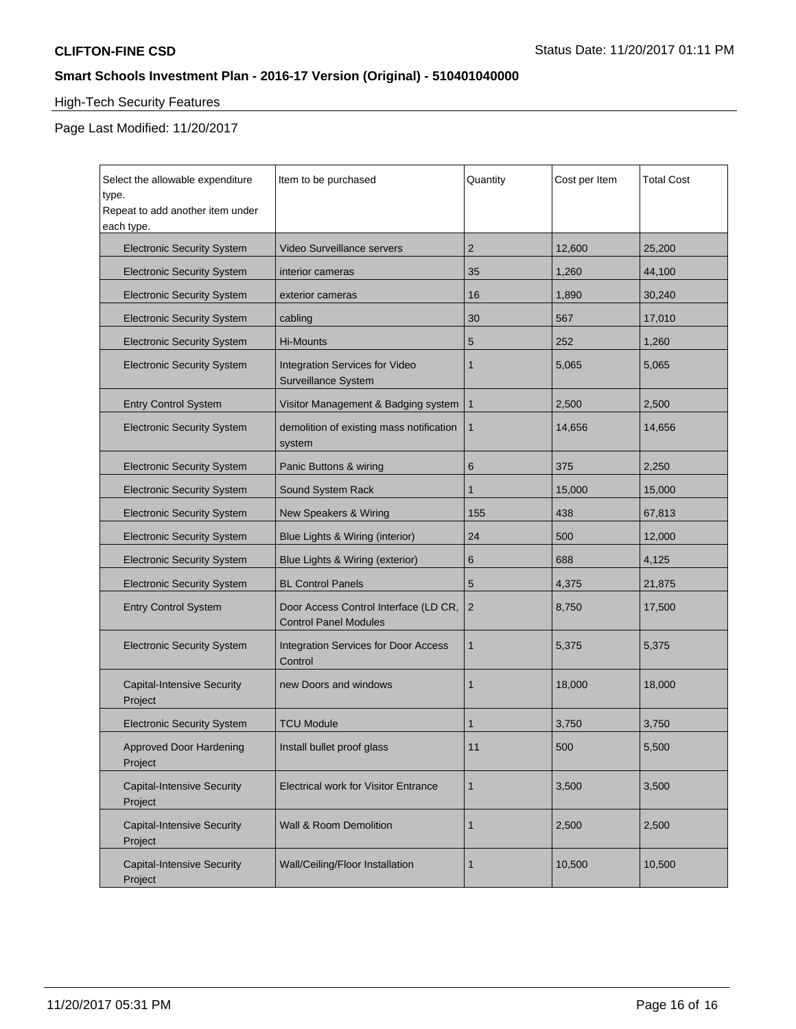## High-Tech Security Features

Page Last Modified: 11/20/2017

| Select the allowable expenditure type. Repeat to add another item under each type. | Item to be purchased | Quantity | Cost per Item | Total Cost |
|---|---|---|---|---|
| Electronic Security System | Video Surveillance servers | 2 | 12,600 | 25,200 |
| Electronic Security System | interior cameras | 35 | 1,260 | 44,100 |
| Electronic Security System | exterior cameras | 16 | 1,890 | 30,240 |
| Electronic Security System | cabling | 30 | 567 | 17,010 |
| Electronic Security System | Hi-Mounts | 5 | 252 | 1,260 |
| Electronic Security System | Integration Services for Video Surveillance System | 1 | 5,065 | 5,065 |
| Entry Control System | Visitor Management & Badging system | 1 | 2,500 | 2,500 |
| Electronic Security System | demolition of existing mass notification system | 1 | 14,656 | 14,656 |
| Electronic Security System | Panic Buttons & wiring | 6 | 375 | 2,250 |
| Electronic Security System | Sound System Rack | 1 | 15,000 | 15,000 |
| Electronic Security System | New Speakers & Wiring | 155 | 438 | 67,813 |
| Electronic Security System | Blue Lights & Wiring (interior) | 24 | 500 | 12,000 |
| Electronic Security System | Blue Lights & Wiring (exterior) | 6 | 688 | 4,125 |
| Electronic Security System | BL Control Panels | 5 | 4,375 | 21,875 |
| Entry Control System | Door Access Control Interface (LD CR, Control Panel Modules | 2 | 8,750 | 17,500 |
| Electronic Security System | Integration Services for Door Access Control | 1 | 5,375 | 5,375 |
| Capital-Intensive Security Project | new Doors and windows | 1 | 18,000 | 18,000 |
| Electronic Security System | TCU Module | 1 | 3,750 | 3,750 |
| Approved Door Hardening Project | Install bullet proof glass | 11 | 500 | 5,500 |
| Capital-Intensive Security Project | Electrical work for Visitor Entrance | 1 | 3,500 | 3,500 |
| Capital-Intensive Security Project | Wall & Room Demolition | 1 | 2,500 | 2,500 |
| Capital-Intensive Security Project | Wall/Ceiling/Floor Installation | 1 | 10,500 | 10,500 |